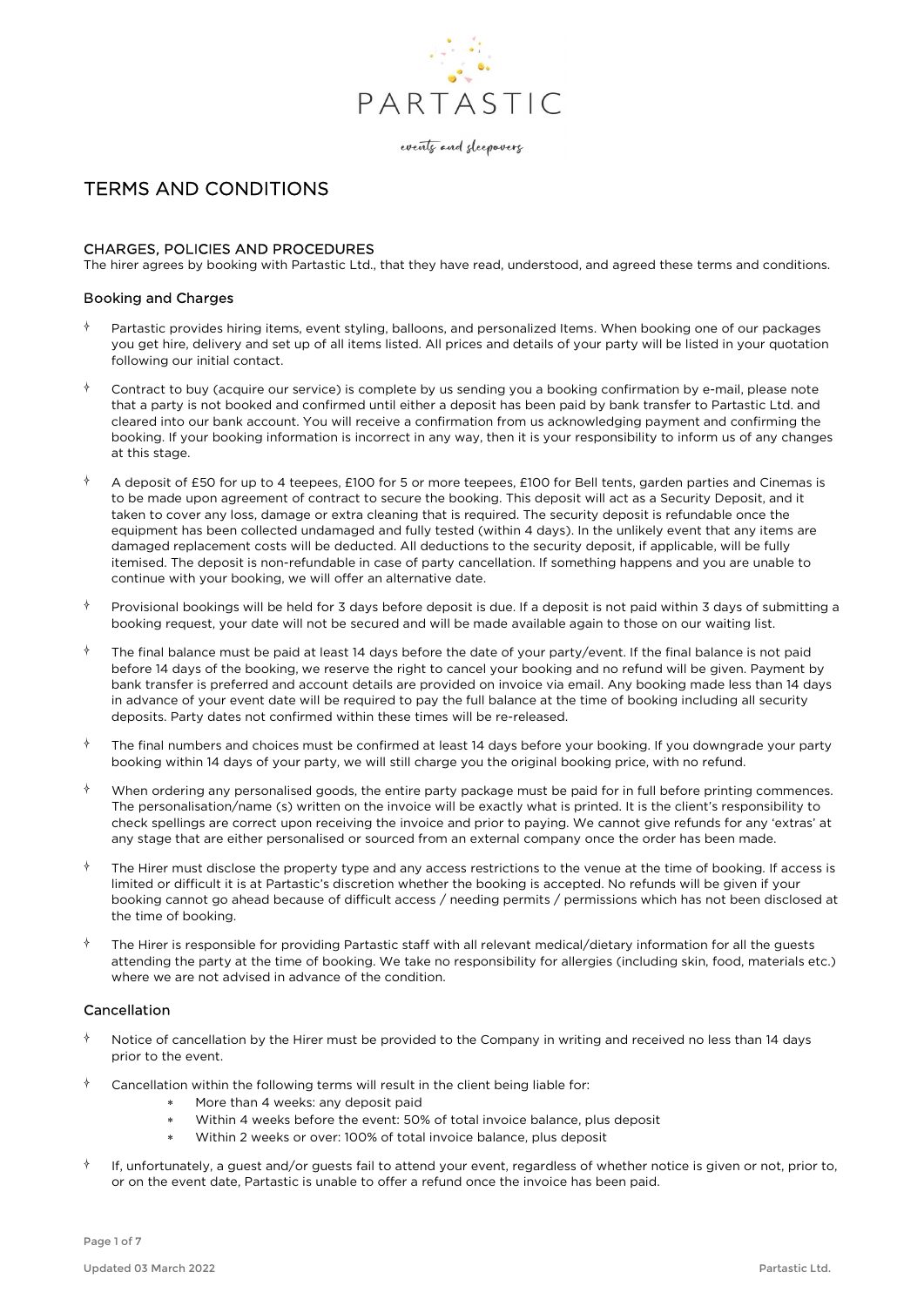PARTASTIC

*events and sleepovers*

# TERMS AND CONDITIONS

## CHARGES, POLICIES AND PROCEDURES

The hirer agrees by booking with Partastic Ltd., that they have read, understood, and agreed these terms and conditions.

### Booking and Charges

- Partastic provides hiring items, event styling, balloons, and personalized Items. When booking one of our packages you get hire, delivery and set up of all items listed. All prices and details of your party will be listed in your quotation following our initial contact.
- Contract to buy (acquire our service) is complete by us sending you a booking confirmation by e-mail, please note that a party is not booked and confirmed until either a deposit has been paid by bank transfer to Partastic Ltd. and cleared into our bank account. You will receive a confirmation from us acknowledging payment and confirming the booking. If your booking information is incorrect in any way, then it is your responsibility to inform us of any changes at this stage.
- A deposit of £50 for up to 4 teepees, £100 for 5 or more teepees, £100 for Bell tents, garden parties and Cinemas is to be made upon agreement of contract to secure the booking. This deposit will act as a Security Deposit, and it taken to cover any loss, damage or extra cleaning that is required. The security deposit is refundable once the equipment has been collected undamaged and fully tested (within 4 days). In the unlikely event that any items are damaged replacement costs will be deducted. All deductions to the security deposit, if applicable, will be fully itemised. The deposit is non-refundable in case of party cancellation. If something happens and you are unable to continue with your booking, we will offer an alternative date.
- Provisional bookings will be held for 3 days before deposit is due. If a deposit is not paid within 3 days of submitting a booking request, your date will not be secured and will be made available again to those on our waiting list.
- The final balance must be paid at least 14 days before the date of your party/event. If the final balance is not paid before 14 days of the booking, we reserve the right to cancel your booking and no refund will be given. Payment by bank transfer is preferred and account details are provided on invoice via email. Any booking made less than 14 days in advance of your event date will be required to pay the full balance at the time of booking including all security deposits. Party dates not confirmed within these times will be re-released.
- The final numbers and choices must be confirmed at least 14 days before your booking. If you downgrade your party booking within 14 days of your party, we will still charge you the original booking price, with no refund.
- When ordering any personalised goods, the entire party package must be paid for in full before printing commences. The personalisation/name (s) written on the invoice will be exactly what is printed. It is the client's responsibility to check spellings are correct upon receiving the invoice and prior to paying. We cannot give refunds for any 'extras' at any stage that are either personalised or sourced from an external company once the order has been made.
- The Hirer must disclose the property type and any access restrictions to the venue at the time of booking. If access is limited or difficult it is at Partastic's discretion whether the booking is accepted. No refunds will be given if your booking cannot go ahead because of difficult access / needing permits / permissions which has not been disclosed at the time of booking.
- The Hirer is responsible for providing Partastic staff with all relevant medical/dietary information for all the guests attending the party at the time of booking. We take no responsibility for allergies (including skin, food, materials etc.) where we are not advised in advance of the condition.

### Cancellation

- Notice of cancellation by the Hirer must be provided to the Company in writing and received no less than 14 days prior to the event.
- Cancellation within the following terms will result in the client being liable for:
  - More than 4 weeks: any deposit paid
  - Within 4 weeks before the event: 50% of total invoice balance, plus deposit
  - Within 2 weeks or over: 100% of total invoice balance, plus deposit
- If, unfortunately, a guest and/or guests fail to attend your event, regardless of whether notice is given or not, prior to, or on the event date, Partastic is unable to offer a refund once the invoice has been paid.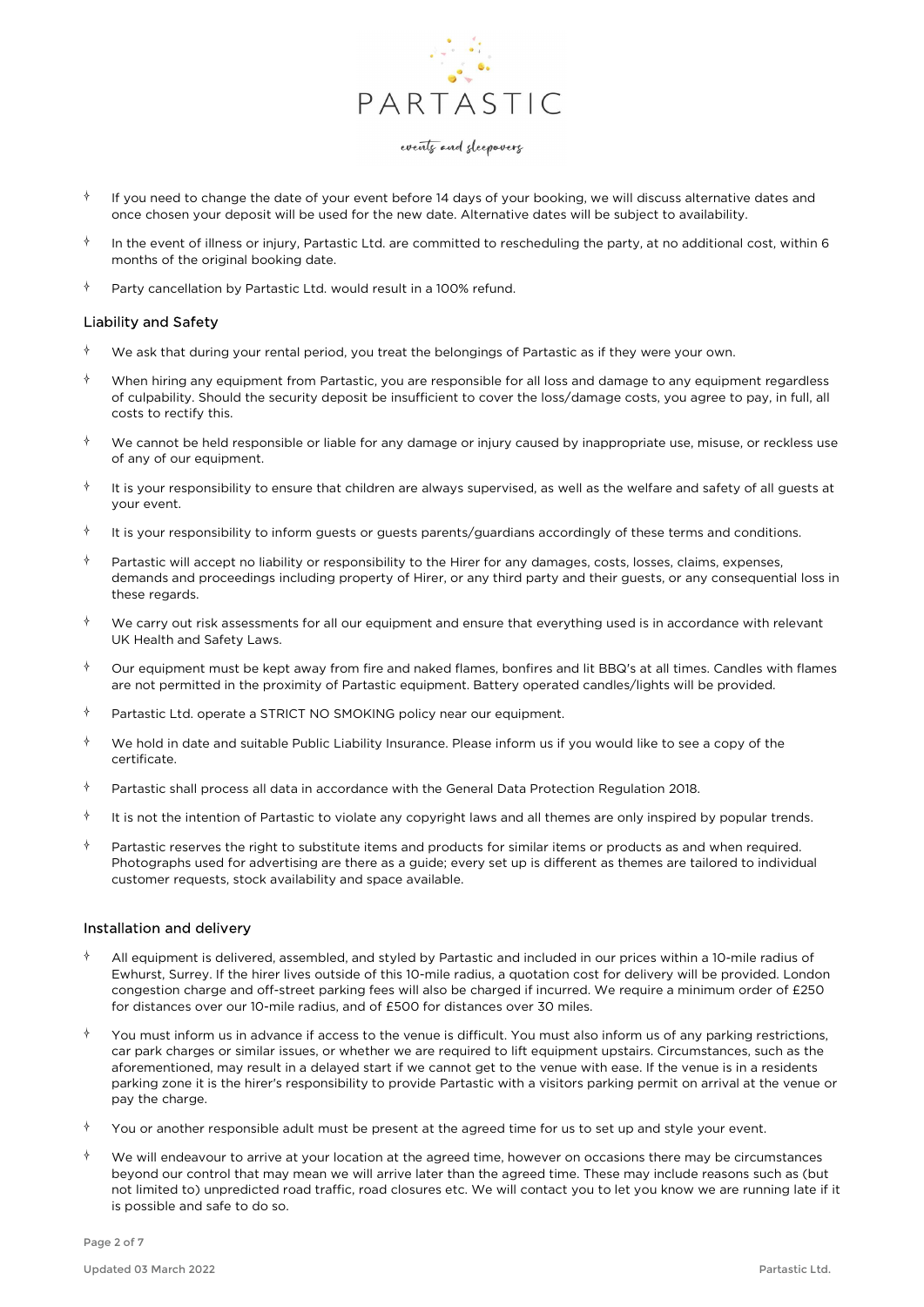- If you need to change the date of your event before 14 days of your booking, we will discuss alternative dates and once chosen your deposit will be used for the new date. Alternative dates will be subject to availability.
- In the event of illness or injury, Partastic Ltd. are committed to rescheduling the party, at no additional cost, within 6 months of the original booking date.
- Party cancellation by Partastic Ltd. would result in a 100% refund.

## Liability and Safety

- We ask that during your rental period, you treat the belongings of Partastic as if they were your own.
- When hiring any equipment from Partastic, you are responsible for all loss and damage to any equipment regardless of culpability. Should the security deposit be insufficient to cover the loss/damage costs, you agree to pay, in full, all costs to rectify this.
- We cannot be held responsible or liable for any damage or injury caused by inappropriate use, misuse, or reckless use of any of our equipment.
- It is your responsibility to ensure that children are always supervised, as well as the welfare and safety of all guests at your event.
- It is your responsibility to inform guests or guests parents/guardians accordingly of these terms and conditions.
- Partastic will accept no liability or responsibility to the Hirer for any damages, costs, losses, claims, expenses, demands and proceedings including property of Hirer, or any third party and their guests, or any consequential loss in these regards.
- We carry out risk assessments for all our equipment and ensure that everything used is in accordance with relevant UK Health and Safety Laws.
- Our equipment must be kept away from fire and naked flames, bonfires and lit BBQ's at all times. Candles with flames are not permitted in the proximity of Partastic equipment. Battery operated candles/lights will be provided.
- Partastic Ltd. operate a STRICT NO SMOKING policy near our equipment.
- We hold in date and suitable Public Liability Insurance. Please inform us if you would like to see a copy of the certificate.
- Partastic shall process all data in accordance with the General Data Protection Regulation 2018.
- It is not the intention of Partastic to violate any copyright laws and all themes are only inspired by popular trends.
- Partastic reserves the right to substitute items and products for similar items or products as and when required. Photographs used for advertising are there as a guide; every set up is different as themes are tailored to individual customer requests, stock availability and space available.

## Installation and delivery

- All equipment is delivered, assembled, and styled by Partastic and included in our prices within a 10-mile radius of Ewhurst, Surrey. If the hirer lives outside of this 10-mile radius, a quotation cost for delivery will be provided. London congestion charge and off-street parking fees will also be charged if incurred. We require a minimum order of £250 for distances over our 10-mile radius, and of £500 for distances over 30 miles.
- You must inform us in advance if access to the venue is difficult. You must also inform us of any parking restrictions, car park charges or similar issues, or whether we are required to lift equipment upstairs. Circumstances, such as the aforementioned, may result in a delayed start if we cannot get to the venue with ease. If the venue is in a residents parking zone it is the hirer's responsibility to provide Partastic with a visitors parking permit on arrival at the venue or pay the charge.
- You or another responsible adult must be present at the agreed time for us to set up and style your event.
- We will endeavour to arrive at your location at the agreed time, however on occasions there may be circumstances beyond our control that may mean we will arrive later than the agreed time. These may include reasons such as (but not limited to) unpredicted road traffic, road closures etc. We will contact you to let you know we are running late if it is possible and safe to do so.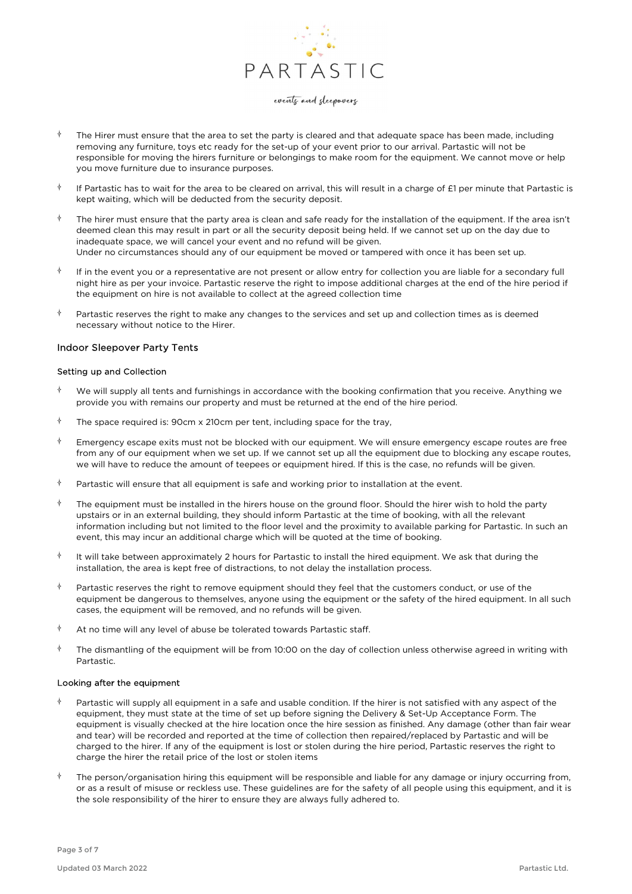- The Hirer must ensure that the area to set the party is cleared and that adequate space has been made, including removing any furniture, toys etc ready for the set-up of your event prior to our arrival. Partastic will not be responsible for moving the hirers furniture or belongings to make room for the equipment. We cannot move or help you move furniture due to insurance purposes.
- If Partastic has to wait for the area to be cleared on arrival, this will result in a charge of £1 per minute that Partastic is kept waiting, which will be deducted from the security deposit.
- The hirer must ensure that the party area is clean and safe ready for the installation of the equipment. If the area isn't deemed clean this may result in part or all the security deposit being held. If we cannot set up on the day due to inadequate space, we will cancel your event and no refund will be given.
  Under no circumstances should any of our equipment be moved or tampered with once it has been set up.
- If in the event you or a representative are not present or allow entry for collection you are liable for a secondary full night hire as per your invoice. Partastic reserve the right to impose additional charges at the end of the hire period if the equipment on hire is not available to collect at the agreed collection time
- Partastic reserves the right to make any changes to the services and set up and collection times as is deemed necessary without notice to the Hirer.

## Indoor Sleepover Party Tents

### Setting up and Collection

- We will supply all tents and furnishings in accordance with the booking confirmation that you receive. Anything we provide you with remains our property and must be returned at the end of the hire period.
- The space required is: 90cm x 210cm per tent, including space for the tray,
- Emergency escape exits must not be blocked with our equipment. We will ensure emergency escape routes are free from any of our equipment when we set up. If we cannot set up all the equipment due to blocking any escape routes, we will have to reduce the amount of teepees or equipment hired. If this is the case, no refunds will be given.
- Partastic will ensure that all equipment is safe and working prior to installation at the event.
- The equipment must be installed in the hirers house on the ground floor. Should the hirer wish to hold the party upstairs or in an external building, they should inform Partastic at the time of booking, with all the relevant information including but not limited to the floor level and the proximity to available parking for Partastic. In such an event, this may incur an additional charge which will be quoted at the time of booking.
- It will take between approximately 2 hours for Partastic to install the hired equipment. We ask that during the installation, the area is kept free of distractions, to not delay the installation process.
- Partastic reserves the right to remove equipment should they feel that the customers conduct, or use of the equipment be dangerous to themselves, anyone using the equipment or the safety of the hired equipment. In all such cases, the equipment will be removed, and no refunds will be given.
- At no time will any level of abuse be tolerated towards Partastic staff.
- The dismantling of the equipment will be from 10:00 on the day of collection unless otherwise agreed in writing with Partastic.

### Looking after the equipment

- Partastic will supply all equipment in a safe and usable condition. If the hirer is not satisfied with any aspect of the equipment, they must state at the time of set up before signing the Delivery & Set-Up Acceptance Form. The equipment is visually checked at the hire location once the hire session as finished. Any damage (other than fair wear and tear) will be recorded and reported at the time of collection then repaired/replaced by Partastic and will be charged to the hirer. If any of the equipment is lost or stolen during the hire period, Partastic reserves the right to charge the hirer the retail price of the lost or stolen items
- The person/organisation hiring this equipment will be responsible and liable for any damage or injury occurring from, or as a result of misuse or reckless use. These guidelines are for the safety of all people using this equipment, and it is the sole responsibility of the hirer to ensure they are always fully adhered to.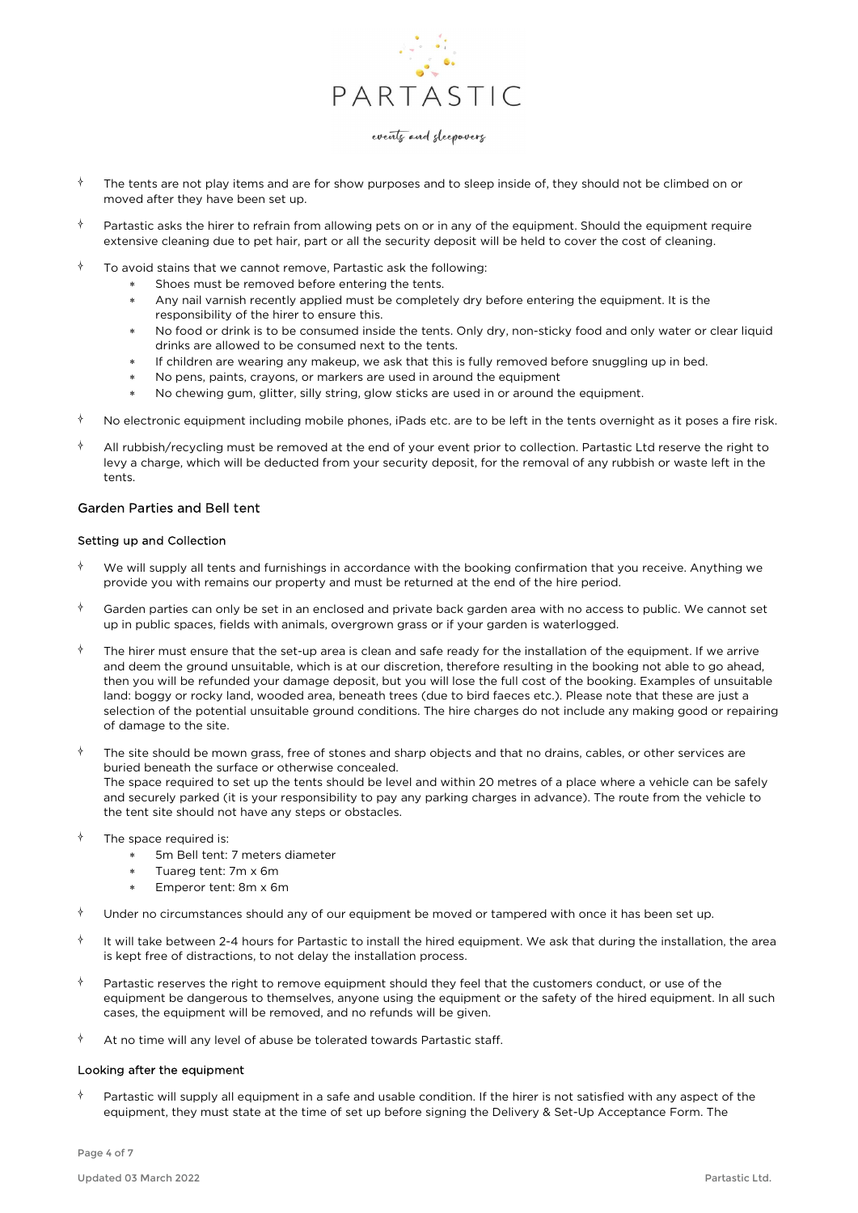- The tents are not play items and are for show purposes and to sleep inside of, they should not be climbed on or moved after they have been set up.

- Partastic asks the hirer to refrain from allowing pets on or in any of the equipment. Should the equipment require extensive cleaning due to pet hair, part or all the security deposit will be held to cover the cost of cleaning.

- To avoid stains that we cannot remove, Partastic ask the following:
    - Shoes must be removed before entering the tents.
    - Any nail varnish recently applied must be completely dry before entering the equipment. It is the responsibility of the hirer to ensure this.
    - No food or drink is to be consumed inside the tents. Only dry, non-sticky food and only water or clear liquid drinks are allowed to be consumed next to the tents.
    - If children are wearing any makeup, we ask that this is fully removed before snuggling up in bed.
    - No pens, paints, crayons, or markers are used in around the equipment
    - No chewing gum, glitter, silly string, glow sticks are used in or around the equipment.

- No electronic equipment including mobile phones, iPads etc. are to be left in the tents overnight as it poses a fire risk.

- All rubbish/recycling must be removed at the end of your event prior to collection. Partastic Ltd reserve the right to levy a charge, which will be deducted from your security deposit, for the removal of any rubbish or waste left in the tents.

## Garden Parties and Bell tent

### Setting up and Collection

- We will supply all tents and furnishings in accordance with the booking confirmation that you receive. Anything we provide you with remains our property and must be returned at the end of the hire period.

- Garden parties can only be set in an enclosed and private back garden area with no access to public. We cannot set up in public spaces, fields with animals, overgrown grass or if your garden is waterlogged.

- The hirer must ensure that the set-up area is clean and safe ready for the installation of the equipment. If we arrive and deem the ground unsuitable, which is at our discretion, therefore resulting in the booking not able to go ahead, then you will be refunded your damage deposit, but you will lose the full cost of the booking. Examples of unsuitable land: boggy or rocky land, wooded area, beneath trees (due to bird faeces etc.). Please note that these are just a selection of the potential unsuitable ground conditions. The hire charges do not include any making good or repairing of damage to the site.

- The site should be mown grass, free of stones and sharp objects and that no drains, cables, or other services are buried beneath the surface or otherwise concealed.
  The space required to set up the tents should be level and within 20 metres of a place where a vehicle can be safely and securely parked (it is your responsibility to pay any parking charges in advance). The route from the vehicle to the tent site should not have any steps or obstacles.

- The space required is:
    - 5m Bell tent: 7 meters diameter
    - Tuareg tent: 7m x 6m
    - Emperor tent: 8m x 6m

- Under no circumstances should any of our equipment be moved or tampered with once it has been set up.

- It will take between 2-4 hours for Partastic to install the hired equipment. We ask that during the installation, the area is kept free of distractions, to not delay the installation process.

- Partastic reserves the right to remove equipment should they feel that the customers conduct, or use of the equipment be dangerous to themselves, anyone using the equipment or the safety of the hired equipment. In all such cases, the equipment will be removed, and no refunds will be given.

- At no time will any level of abuse be tolerated towards Partastic staff.

### Looking after the equipment

- Partastic will supply all equipment in a safe and usable condition. If the hirer is not satisfied with any aspect of the equipment, they must state at the time of set up before signing the Delivery & Set-Up Acceptance Form. The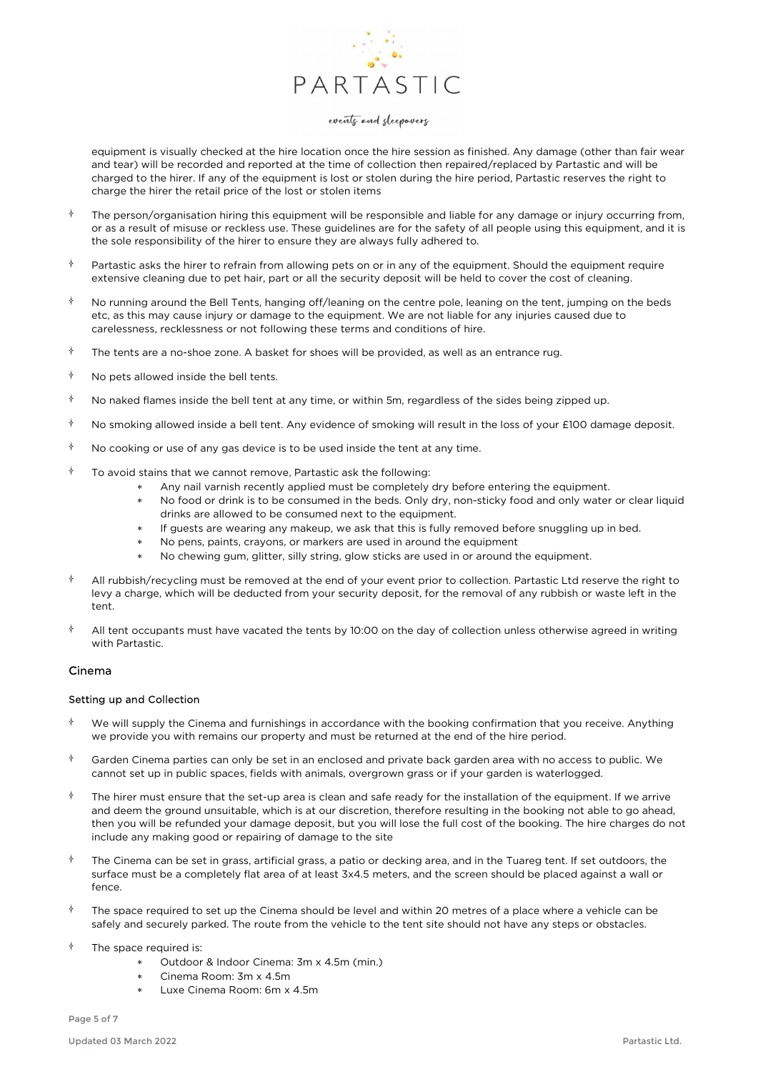equipment is visually checked at the hire location once the hire session as finished. Any damage (other than fair wear and tear) will be recorded and reported at the time of collection then repaired/replaced by Partastic and will be charged to the hirer. If any of the equipment is lost or stolen during the hire period, Partastic reserves the right to charge the hirer the retail price of the lost or stolen items

- The person/organisation hiring this equipment will be responsible and liable for any damage or injury occurring from, or as a result of misuse or reckless use. These guidelines are for the safety of all people using this equipment, and it is the sole responsibility of the hirer to ensure they are always fully adhered to.
- Partastic asks the hirer to refrain from allowing pets on or in any of the equipment. Should the equipment require extensive cleaning due to pet hair, part or all the security deposit will be held to cover the cost of cleaning.
- No running around the Bell Tents, hanging off/leaning on the centre pole, leaning on the tent, jumping on the beds etc, as this may cause injury or damage to the equipment. We are not liable for any injuries caused due to carelessness, recklessness or not following these terms and conditions of hire.
- The tents are a no-shoe zone. A basket for shoes will be provided, as well as an entrance rug.
- No pets allowed inside the bell tents.
- No naked flames inside the bell tent at any time, or within 5m, regardless of the sides being zipped up.
- No smoking allowed inside a bell tent. Any evidence of smoking will result in the loss of your £100 damage deposit.
- No cooking or use of any gas device is to be used inside the tent at any time.
- To avoid stains that we cannot remove, Partastic ask the following:
    - Any nail varnish recently applied must be completely dry before entering the equipment.
    - No food or drink is to be consumed in the beds. Only dry, non-sticky food and only water or clear liquid drinks are allowed to be consumed next to the equipment.
    - If guests are wearing any makeup, we ask that this is fully removed before snuggling up in bed.
    - No pens, paints, crayons, or markers are used in around the equipment
    - No chewing gum, glitter, silly string, glow sticks are used in or around the equipment.
- All rubbish/recycling must be removed at the end of your event prior to collection. Partastic Ltd reserve the right to levy a charge, which will be deducted from your security deposit, for the removal of any rubbish or waste left in the tent.
- All tent occupants must have vacated the tents by 10:00 on the day of collection unless otherwise agreed in writing with Partastic.

## Cinema

### Setting up and Collection

- We will supply the Cinema and furnishings in accordance with the booking confirmation that you receive. Anything we provide you with remains our property and must be returned at the end of the hire period.
- Garden Cinema parties can only be set in an enclosed and private back garden area with no access to public. We cannot set up in public spaces, fields with animals, overgrown grass or if your garden is waterlogged.
- The hirer must ensure that the set-up area is clean and safe ready for the installation of the equipment. If we arrive and deem the ground unsuitable, which is at our discretion, therefore resulting in the booking not able to go ahead, then you will be refunded your damage deposit, but you will lose the full cost of the booking. The hire charges do not include any making good or repairing of damage to the site
- The Cinema can be set in grass, artificial grass, a patio or decking area, and in the Tuareg tent. If set outdoors, the surface must be a completely flat area of at least 3x4.5 meters, and the screen should be placed against a wall or fence.
- The space required to set up the Cinema should be level and within 20 metres of a place where a vehicle can be safely and securely parked. The route from the vehicle to the tent site should not have any steps or obstacles.
- The space required is:
    - Outdoor & Indoor Cinema: 3m x 4.5m (min.)
    - Cinema Room: 3m x 4.5m
    - Luxe Cinema Room: 6m x 4.5m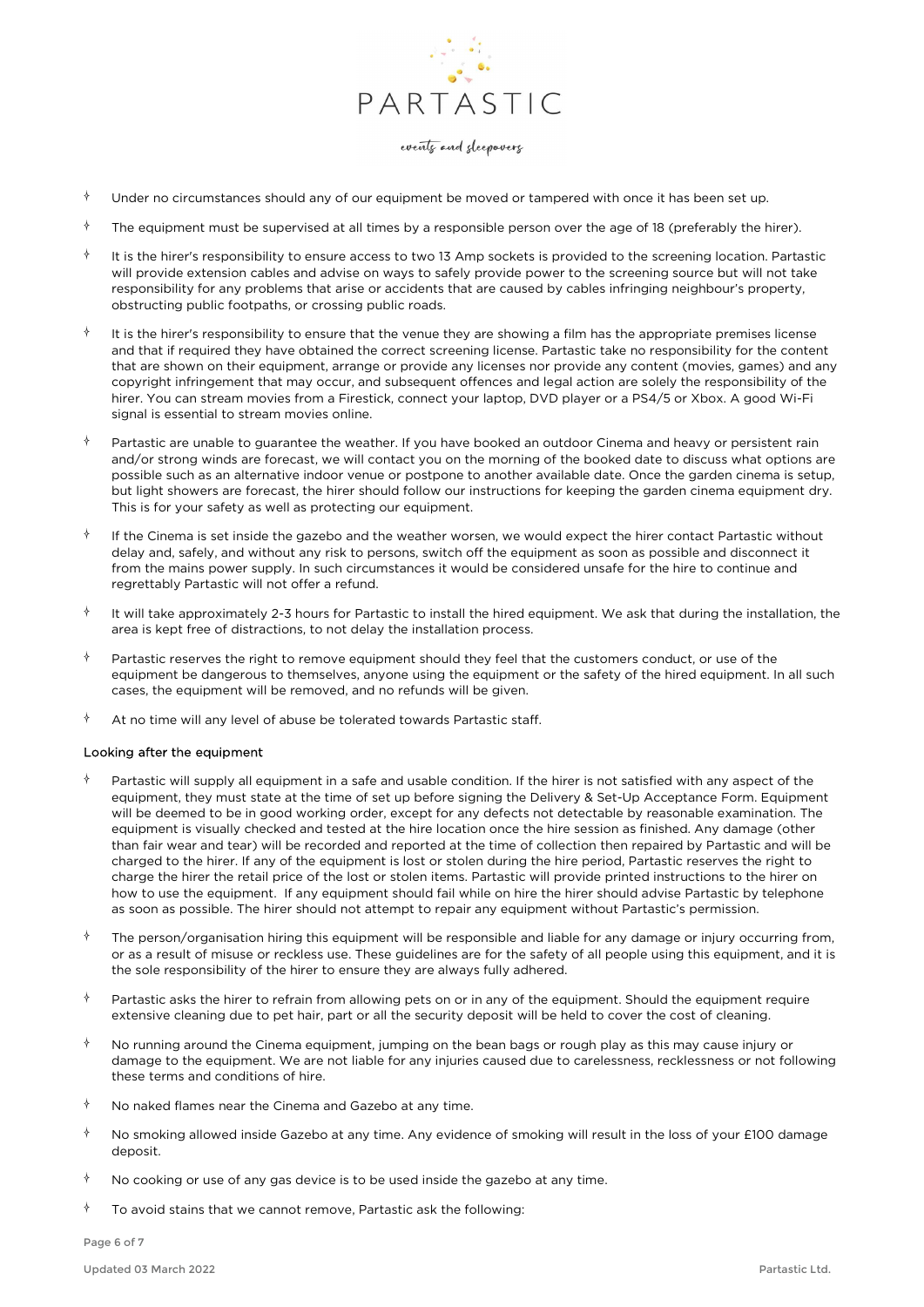- Under no circumstances should any of our equipment be moved or tampered with once it has been set up.
- The equipment must be supervised at all times by a responsible person over the age of 18 (preferably the hirer).
- It is the hirer's responsibility to ensure access to two 13 Amp sockets is provided to the screening location. Partastic will provide extension cables and advise on ways to safely provide power to the screening source but will not take responsibility for any problems that arise or accidents that are caused by cables infringing neighbour's property, obstructing public footpaths, or crossing public roads.
- It is the hirer's responsibility to ensure that the venue they are showing a film has the appropriate premises license and that if required they have obtained the correct screening license. Partastic take no responsibility for the content that are shown on their equipment, arrange or provide any licenses nor provide any content (movies, games) and any copyright infringement that may occur, and subsequent offences and legal action are solely the responsibility of the hirer. You can stream movies from a Firestick, connect your laptop, DVD player or a PS4/5 or Xbox. A good Wi-Fi signal is essential to stream movies online.
- Partastic are unable to guarantee the weather. If you have booked an outdoor Cinema and heavy or persistent rain and/or strong winds are forecast, we will contact you on the morning of the booked date to discuss what options are possible such as an alternative indoor venue or postpone to another available date. Once the garden cinema is setup, but light showers are forecast, the hirer should follow our instructions for keeping the garden cinema equipment dry. This is for your safety as well as protecting our equipment.
- If the Cinema is set inside the gazebo and the weather worsen, we would expect the hirer contact Partastic without delay and, safely, and without any risk to persons, switch off the equipment as soon as possible and disconnect it from the mains power supply. In such circumstances it would be considered unsafe for the hire to continue and regrettably Partastic will not offer a refund.
- It will take approximately 2-3 hours for Partastic to install the hired equipment. We ask that during the installation, the area is kept free of distractions, to not delay the installation process.
- Partastic reserves the right to remove equipment should they feel that the customers conduct, or use of the equipment be dangerous to themselves, anyone using the equipment or the safety of the hired equipment. In all such cases, the equipment will be removed, and no refunds will be given.
- At no time will any level of abuse be tolerated towards Partastic staff.

### Looking after the equipment

- Partastic will supply all equipment in a safe and usable condition. If the hirer is not satisfied with any aspect of the equipment, they must state at the time of set up before signing the Delivery & Set-Up Acceptance Form. Equipment will be deemed to be in good working order, except for any defects not detectable by reasonable examination. The equipment is visually checked and tested at the hire location once the hire session as finished. Any damage (other than fair wear and tear) will be recorded and reported at the time of collection then repaired by Partastic and will be charged to the hirer. If any of the equipment is lost or stolen during the hire period, Partastic reserves the right to charge the hirer the retail price of the lost or stolen items. Partastic will provide printed instructions to the hirer on how to use the equipment. If any equipment should fail while on hire the hirer should advise Partastic by telephone as soon as possible. The hirer should not attempt to repair any equipment without Partastic's permission.
- The person/organisation hiring this equipment will be responsible and liable for any damage or injury occurring from, or as a result of misuse or reckless use. These guidelines are for the safety of all people using this equipment, and it is the sole responsibility of the hirer to ensure they are always fully adhered.
- Partastic asks the hirer to refrain from allowing pets on or in any of the equipment. Should the equipment require extensive cleaning due to pet hair, part or all the security deposit will be held to cover the cost of cleaning.
- No running around the Cinema equipment, jumping on the bean bags or rough play as this may cause injury or damage to the equipment. We are not liable for any injuries caused due to carelessness, recklessness or not following these terms and conditions of hire.
- No naked flames near the Cinema and Gazebo at any time.
- No smoking allowed inside Gazebo at any time. Any evidence of smoking will result in the loss of your £100 damage deposit.
- No cooking or use of any gas device is to be used inside the gazebo at any time.
- To avoid stains that we cannot remove, Partastic ask the following: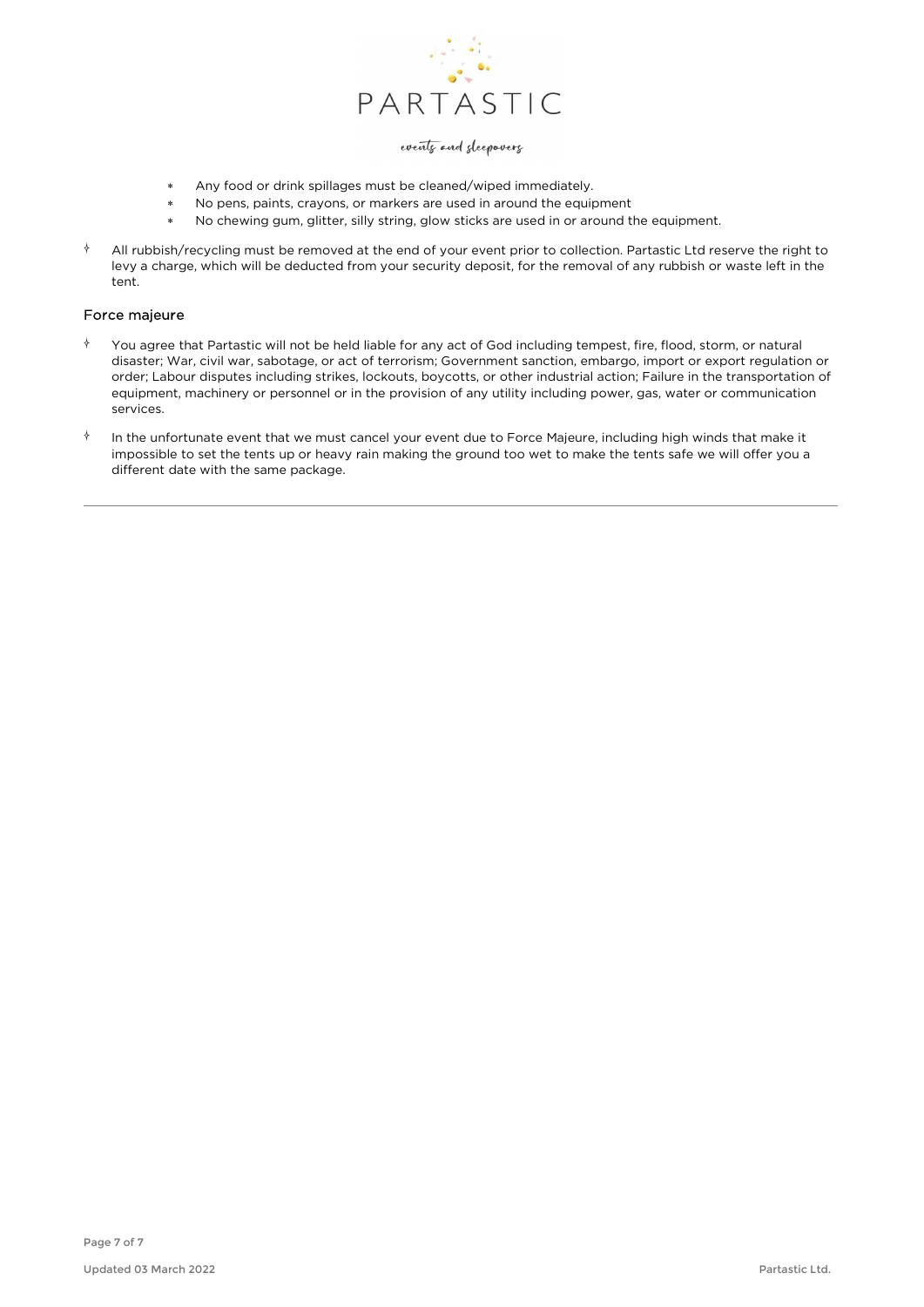- Any food or drink spillages must be cleaned/wiped immediately.
- No pens, paints, crayons, or markers are used in around the equipment
- No chewing gum, glitter, silly string, glow sticks are used in or around the equipment.

- All rubbish/recycling must be removed at the end of your event prior to collection. Partastic Ltd reserve the right to levy a charge, which will be deducted from your security deposit, for the removal of any rubbish or waste left in the tent.

## Force majeure

- You agree that Partastic will not be held liable for any act of God including tempest, fire, flood, storm, or natural disaster; War, civil war, sabotage, or act of terrorism; Government sanction, embargo, import or export regulation or order; Labour disputes including strikes, lockouts, boycotts, or other industrial action; Failure in the transportation of equipment, machinery or personnel or in the provision of any utility including power, gas, water or communication services.

- In the unfortunate event that we must cancel your event due to Force Majeure, including high winds that make it impossible to set the tents up or heavy rain making the ground too wet to make the tents safe we will offer you a different date with the same package.